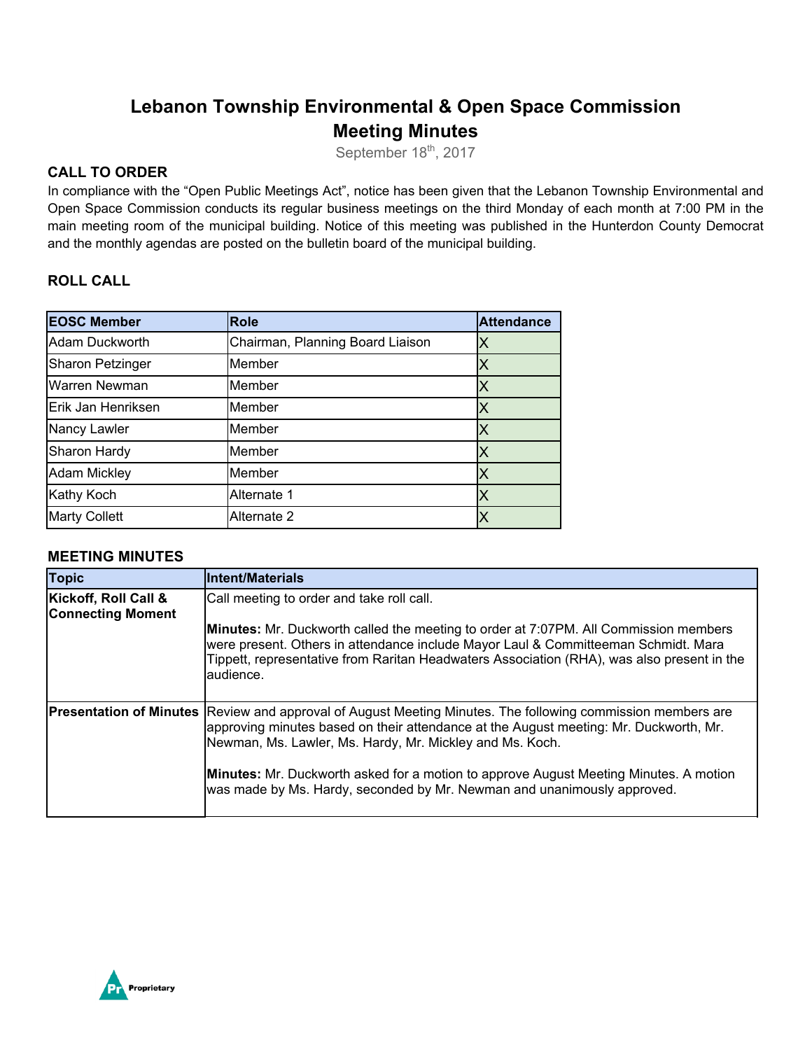# Lebanon Township Environmental & Open Space Commission
# Meeting Minutes

September 18th, 2017

## CALL TO ORDER

In compliance with the "Open Public Meetings Act", notice has been given that the Lebanon Township Environmental and Open Space Commission conducts its regular business meetings on the third Monday of each month at 7:00 PM in the main meeting room of the municipal building. Notice of this meeting was published in the Hunterdon County Democrat and the monthly agendas are posted on the bulletin board of the municipal building.

## ROLL CALL

| EOSC Member | Role | Attendance |
|---|---|---|
| Adam Duckworth | Chairman, Planning Board Liaison | X |
| Sharon Petzinger | Member | X |
| Warren Newman | Member | X |
| Erik Jan Henriksen | Member | X |
| Nancy Lawler | Member | X |
| Sharon Hardy | Member | X |
| Adam Mickley | Member | X |
| Kathy Koch | Alternate 1 | X |
| Marty Collett | Alternate 2 | X |

## MEETING MINUTES

| Topic | Intent/Materials |
|---|---|
| **Kickoff, Roll Call & Connecting Moment** | Call meeting to order and take roll call.<br><br>**Minutes:** Mr. Duckworth called the meeting to order at 7:07PM. All Commission members were present. Others in attendance include Mayor Laul & Committeeman Schmidt. Mara Tippett, representative from Raritan Headwaters Association (RHA), was also present in the audience. |
| **Presentation of Minutes** | Review and approval of August Meeting Minutes. The following commission members are approving minutes based on their attendance at the August meeting: Mr. Duckworth, Mr. Newman, Ms. Lawler, Ms. Hardy, Mr. Mickley and Ms. Koch.<br><br>**Minutes:** Mr. Duckworth asked for a motion to approve August Meeting Minutes. A motion was made by Ms. Hardy, seconded by Mr. Newman and unanimously approved. |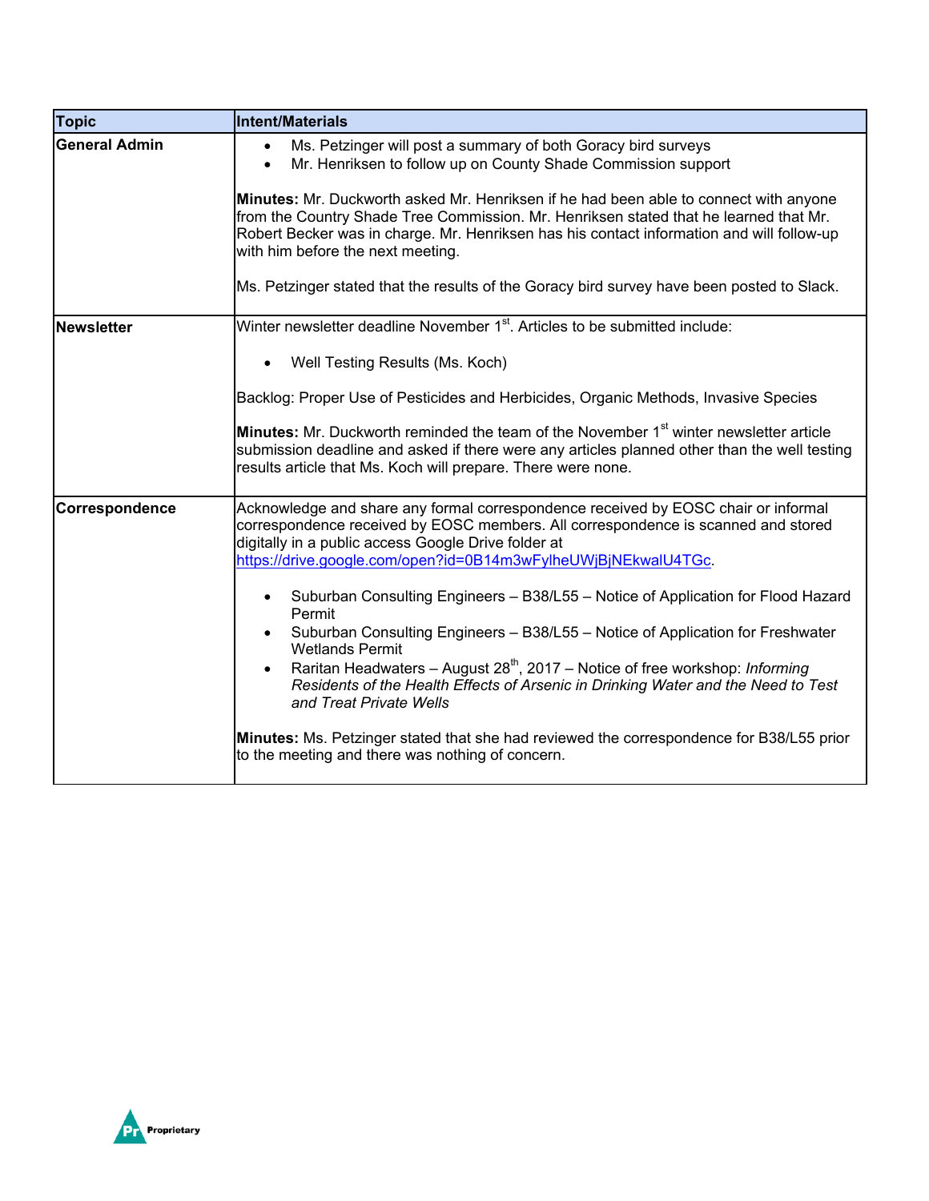| Topic | Intent/Materials |
| --- | --- |
| **General Admin** | • Ms. Petzinger will post a summary of both Goracy bird surveys<br>• Mr. Henriksen to follow up on County Shade Commission support<br><br>**Minutes:** Mr. Duckworth asked Mr. Henriksen if he had been able to connect with anyone from the Country Shade Tree Commission. Mr. Henriksen stated that he learned that Mr. Robert Becker was in charge. Mr. Henriksen has his contact information and will follow-up with him before the next meeting.<br><br>Ms. Petzinger stated that the results of the Goracy bird survey have been posted to Slack. |
| **Newsletter** | Winter newsletter deadline November 1st. Articles to be submitted include:<br><br>• Well Testing Results (Ms. Koch)<br><br>Backlog: Proper Use of Pesticides and Herbicides, Organic Methods, Invasive Species<br><br>**Minutes:** Mr. Duckworth reminded the team of the November 1st winter newsletter article submission deadline and asked if there were any articles planned other than the well testing results article that Ms. Koch will prepare. There were none. |
| **Correspondence** | Acknowledge and share any formal correspondence received by EOSC chair or informal correspondence received by EOSC members. All correspondence is scanned and stored digitally in a public access Google Drive folder at https://drive.google.com/open?id=0B14m3wFylheUWjBjNEkwalU4TGc.<br><br>• Suburban Consulting Engineers – B38/L55 – Notice of Application for Flood Hazard Permit<br>• Suburban Consulting Engineers – B38/L55 – Notice of Application for Freshwater Wetlands Permit<br>• Raritan Headwaters – August 28th, 2017 – Notice of free workshop: *Informing Residents of the Health Effects of Arsenic in Drinking Water and the Need to Test and Treat Private Wells*<br><br>**Minutes:** Ms. Petzinger stated that she had reviewed the correspondence for B38/L55 prior to the meeting and there was nothing of concern. |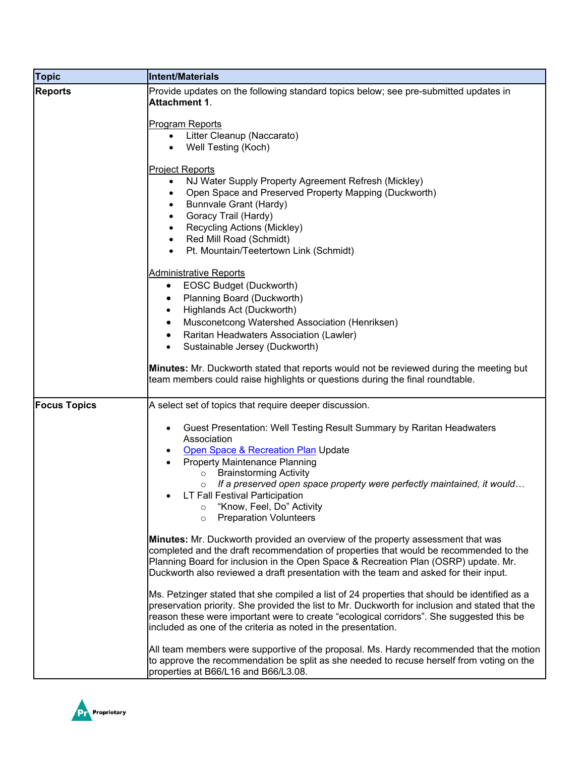| Topic | Intent/Materials |
|---|---|
| **Reports** | Provide updates on the following standard topics below; see pre-submitted updates in **Attachment 1**.<br><br><u>Program Reports</u><br>• Litter Cleanup (Naccarato)<br>• Well Testing (Koch)<br><br><u>Project Reports</u><br>• NJ Water Supply Property Agreement Refresh (Mickley)<br>• Open Space and Preserved Property Mapping (Duckworth)<br>• Bunnvale Grant (Hardy)<br>• Goracy Trail (Hardy)<br>• Recycling Actions (Mickley)<br>• Red Mill Road (Schmidt)<br>• Pt. Mountain/Teetertown Link (Schmidt)<br><br><u>Administrative Reports</u><br>• EOSC Budget (Duckworth)<br>• Planning Board (Duckworth)<br>• Highlands Act (Duckworth)<br>• Musconetcong Watershed Association (Henriksen)<br>• Raritan Headwaters Association (Lawler)<br>• Sustainable Jersey (Duckworth)<br><br>**Minutes:** Mr. Duckworth stated that reports would not be reviewed during the meeting but team members could raise highlights or questions during the final roundtable. |
| **Focus Topics** | A select set of topics that require deeper discussion.<br><br>• Guest Presentation: Well Testing Result Summary by Raritan Headwaters Association<br>• Open Space & Recreation Plan Update<br>• Property Maintenance Planning<br>&nbsp;&nbsp;&nbsp;&nbsp;○ Brainstorming Activity<br>&nbsp;&nbsp;&nbsp;&nbsp;○ *If a preserved open space property were perfectly maintained, it would…*<br>• LT Fall Festival Participation<br>&nbsp;&nbsp;&nbsp;&nbsp;○ "Know, Feel, Do" Activity<br>&nbsp;&nbsp;&nbsp;&nbsp;○ Preparation Volunteers<br><br>**Minutes:** Mr. Duckworth provided an overview of the property assessment that was completed and the draft recommendation of properties that would be recommended to the Planning Board for inclusion in the Open Space & Recreation Plan (OSRP) update. Mr. Duckworth also reviewed a draft presentation with the team and asked for their input.<br><br>Ms. Petzinger stated that she compiled a list of 24 properties that should be identified as a preservation priority. She provided the list to Mr. Duckworth for inclusion and stated that the reason these were important were to create "ecological corridors". She suggested this be included as one of the criteria as noted in the presentation.<br><br>All team members were supportive of the proposal. Ms. Hardy recommended that the motion to approve the recommendation be split as she needed to recuse herself from voting on the properties at B66/L16 and B66/L3.08. |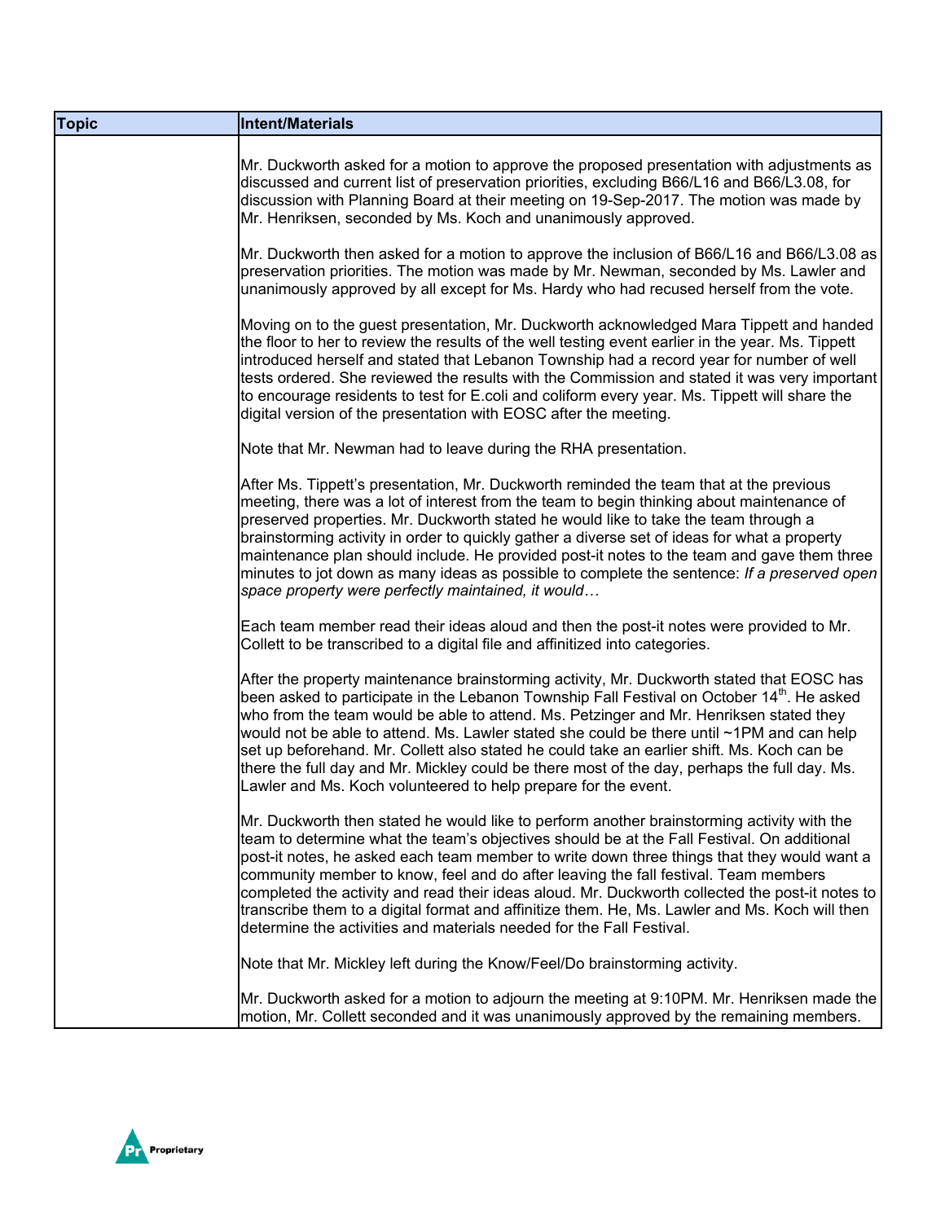| Topic | Intent/Materials |
|---|---|
| | Mr. Duckworth asked for a motion to approve the proposed presentation with adjustments as discussed and current list of preservation priorities, excluding B66/L16 and B66/L3.08, for discussion with Planning Board at their meeting on 19-Sep-2017. The motion was made by Mr. Henriksen, seconded by Ms. Koch and unanimously approved.<br><br>Mr. Duckworth then asked for a motion to approve the inclusion of B66/L16 and B66/L3.08 as preservation priorities. The motion was made by Mr. Newman, seconded by Ms. Lawler and unanimously approved by all except for Ms. Hardy who had recused herself from the vote.<br><br>Moving on to the guest presentation, Mr. Duckworth acknowledged Mara Tippett and handed the floor to her to review the results of the well testing event earlier in the year. Ms. Tippett introduced herself and stated that Lebanon Township had a record year for number of well tests ordered. She reviewed the results with the Commission and stated it was very important to encourage residents to test for E.coli and coliform every year. Ms. Tippett will share the digital version of the presentation with EOSC after the meeting.<br><br>Note that Mr. Newman had to leave during the RHA presentation.<br><br>After Ms. Tippett's presentation, Mr. Duckworth reminded the team that at the previous meeting, there was a lot of interest from the team to begin thinking about maintenance of preserved properties. Mr. Duckworth stated he would like to take the team through a brainstorming activity in order to quickly gather a diverse set of ideas for what a property maintenance plan should include. He provided post-it notes to the team and gave them three minutes to jot down as many ideas as possible to complete the sentence: *If a preserved open space property were perfectly maintained, it would…*<br><br>Each team member read their ideas aloud and then the post-it notes were provided to Mr. Collett to be transcribed to a digital file and affinitized into categories.<br><br>After the property maintenance brainstorming activity, Mr. Duckworth stated that EOSC has been asked to participate in the Lebanon Township Fall Festival on October 14th. He asked who from the team would be able to attend. Ms. Petzinger and Mr. Henriksen stated they would not be able to attend. Ms. Lawler stated she could be there until ~1PM and can help set up beforehand. Mr. Collett also stated he could take an earlier shift. Ms. Koch can be there the full day and Mr. Mickley could be there most of the day, perhaps the full day. Ms. Lawler and Ms. Koch volunteered to help prepare for the event.<br><br>Mr. Duckworth then stated he would like to perform another brainstorming activity with the team to determine what the team's objectives should be at the Fall Festival. On additional post-it notes, he asked each team member to write down three things that they would want a community member to know, feel and do after leaving the fall festival. Team members completed the activity and read their ideas aloud. Mr. Duckworth collected the post-it notes to transcribe them to a digital format and affinitize them. He, Ms. Lawler and Ms. Koch will then determine the activities and materials needed for the Fall Festival.<br><br>Note that Mr. Mickley left during the Know/Feel/Do brainstorming activity.<br><br>Mr. Duckworth asked for a motion to adjourn the meeting at 9:10PM. Mr. Henriksen made the motion, Mr. Collett seconded and it was unanimously approved by the remaining members. |

Proprietary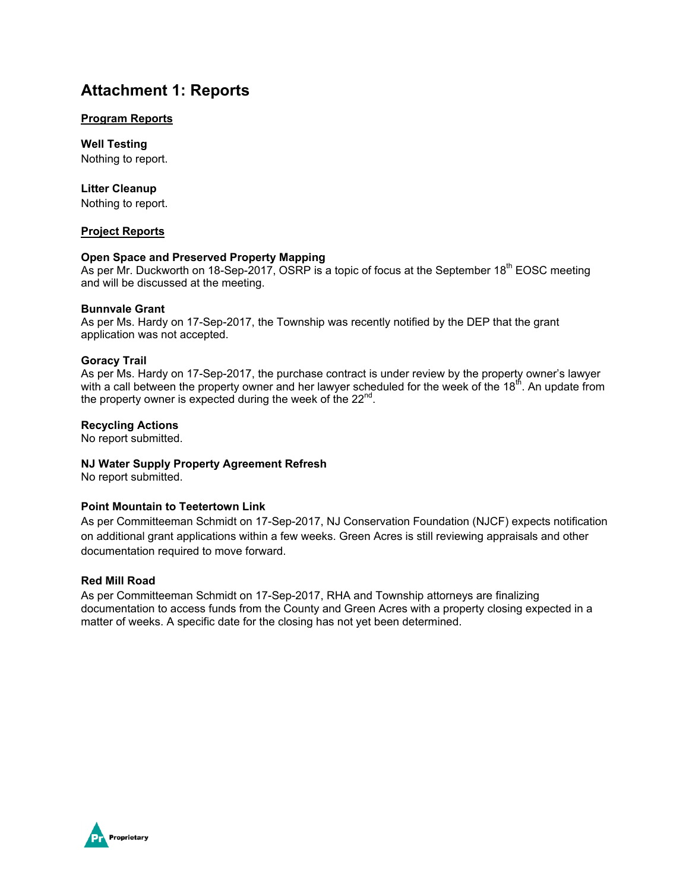# Attachment 1: Reports

## Program Reports

**Well Testing**
Nothing to report.

**Litter Cleanup**
Nothing to report.

## Project Reports

**Open Space and Preserved Property Mapping**
As per Mr. Duckworth on 18-Sep-2017, OSRP is a topic of focus at the September 18th EOSC meeting and will be discussed at the meeting.

**Bunnvale Grant**
As per Ms. Hardy on 17-Sep-2017, the Township was recently notified by the DEP that the grant application was not accepted.

**Goracy Trail**
As per Ms. Hardy on 17-Sep-2017, the purchase contract is under review by the property owner's lawyer with a call between the property owner and her lawyer scheduled for the week of the 18th. An update from the property owner is expected during the week of the 22nd.

**Recycling Actions**
No report submitted.

**NJ Water Supply Property Agreement Refresh**
No report submitted.

**Point Mountain to Teetertown Link**
As per Committeeman Schmidt on 17-Sep-2017, NJ Conservation Foundation (NJCF) expects notification on additional grant applications within a few weeks. Green Acres is still reviewing appraisals and other documentation required to move forward.

**Red Mill Road**
As per Committeeman Schmidt on 17-Sep-2017, RHA and Township attorneys are finalizing documentation to access funds from the County and Green Acres with a property closing expected in a matter of weeks. A specific date for the closing has not yet been determined.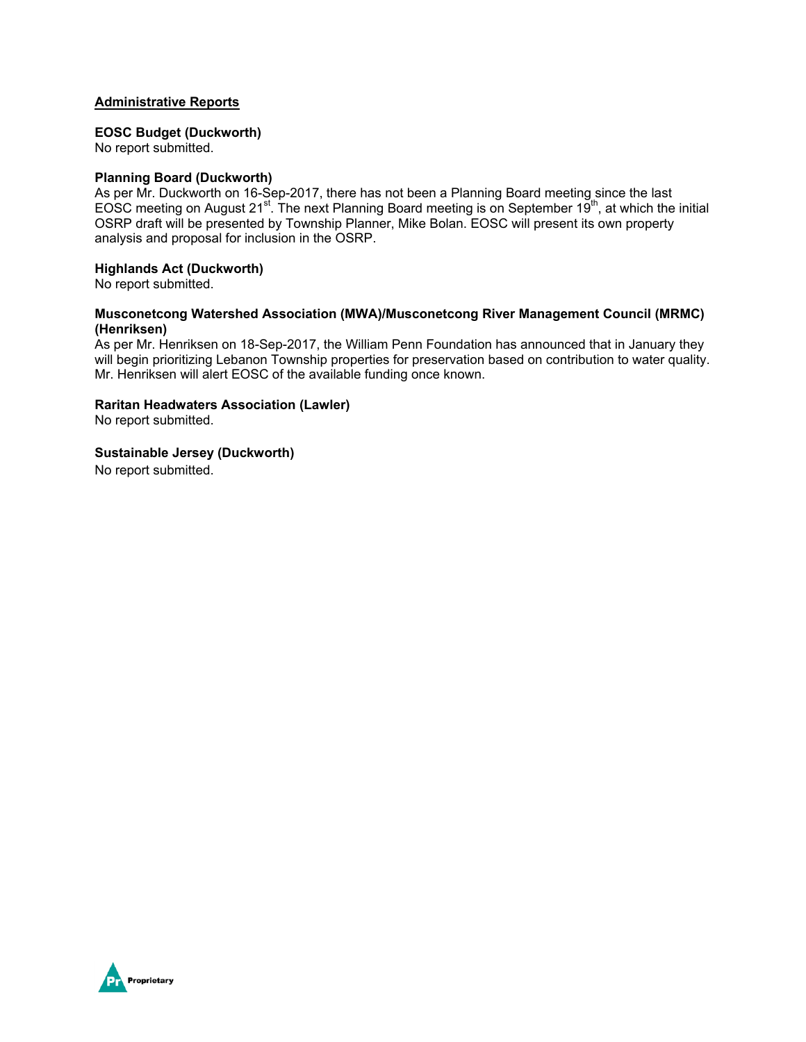## Administrative Reports

**EOSC Budget (Duckworth)**
No report submitted.

**Planning Board (Duckworth)**
As per Mr. Duckworth on 16-Sep-2017, there has not been a Planning Board meeting since the last EOSC meeting on August 21st. The next Planning Board meeting is on September 19th, at which the initial OSRP draft will be presented by Township Planner, Mike Bolan. EOSC will present its own property analysis and proposal for inclusion in the OSRP.

**Highlands Act (Duckworth)**
No report submitted.

**Musconetcong Watershed Association (MWA)/Musconetcong River Management Council (MRMC) (Henriksen)**
As per Mr. Henriksen on 18-Sep-2017, the William Penn Foundation has announced that in January they will begin prioritizing Lebanon Township properties for preservation based on contribution to water quality. Mr. Henriksen will alert EOSC of the available funding once known.

**Raritan Headwaters Association (Lawler)**
No report submitted.

**Sustainable Jersey (Duckworth)**
No report submitted.